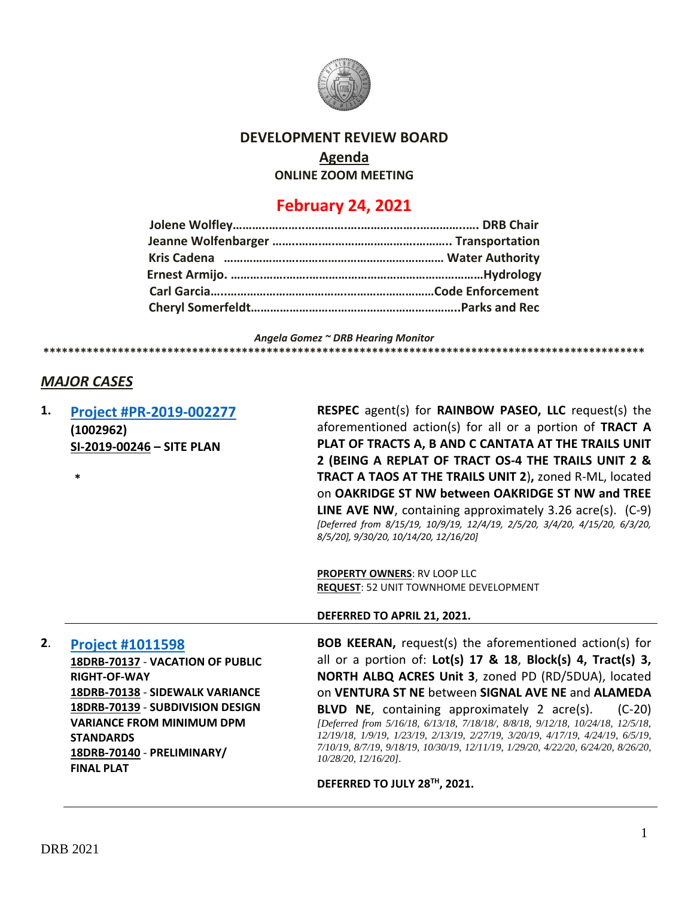# DEVELOPMENT REVIEW BOARD

## Agenda

**ONLINE ZOOM MEETING**

## February 24, 2021

| | |
|---|---|
| **Jolene Wolfley** | **DRB Chair** |
| **Jeanne Wolfenbarger** | **Transportation** |
| **Kris Cadena** | **Water Authority** |
| **Ernest Armijo.** | **Hydrology** |
| **Carl Garcia** | **Code Enforcement** |
| **Cheryl Somerfeldt** | **Parks and Rec** |

*Angela Gomez ~ DRB Hearing Monitor*

*************************************************************************************************

## *MAJOR CASES*

**1. Project #PR-2019-002277**
**(1002962)**
**SI-2019-00246 – SITE PLAN**

*

**RESPEC** agent(s) for **RAINBOW PASEO, LLC** request(s) the aforementioned action(s) for all or a portion of **TRACT A PLAT OF TRACTS A, B AND C CANTATA AT THE TRAILS UNIT 2 (BEING A REPLAT OF TRACT OS-4 THE TRAILS UNIT 2 & TRACT A TAOS AT THE TRAILS UNIT 2),** zoned R-ML, located on **OAKRIDGE ST NW between OAKRIDGE ST NW and TREE LINE AVE NW**, containing approximately 3.26 acre(s). (C-9) *[Deferred from 8/15/19, 10/9/19, 12/4/19, 2/5/20, 3/4/20, 4/15/20, 6/3/20, 8/5/20], 9/30/20, 10/14/20, 12/16/20]*

**PROPERTY OWNERS**: RV LOOP LLC
**REQUEST**: 52 UNIT TOWNHOME DEVELOPMENT

**DEFERRED TO APRIL 21, 2021.**

---

**2. Project #1011598**
**18DRB-70137 - VACATION OF PUBLIC RIGHT-OF-WAY**
**18DRB-70138 - SIDEWALK VARIANCE**
**18DRB-70139 - SUBDIVISION DESIGN VARIANCE FROM MINIMUM DPM STANDARDS**
**18DRB-70140 - PRELIMINARY/ FINAL PLAT**

**BOB KEERAN,** request(s) the aforementioned action(s) for all or a portion of: **Lot(s) 17 & 18**, **Block(s) 4, Tract(s) 3, NORTH ALBQ ACRES Unit 3**, zoned PD (RD/5DUA), located on **VENTURA ST NE** between **SIGNAL AVE NE** and **ALAMEDA BLVD NE**, containing approximately 2 acre(s). (C-20) *[Deferred from 5/16/18, 6/13/18, 7/18/18/, 8/8/18, 9/12/18, 10/24/18, 12/5/18, 12/19/18, 1/9/19, 1/23/19, 2/13/19, 2/27/19, 3/20/19, 4/17/19, 4/24/19, 6/5/19, 7/10/19, 8/7/19, 9/18/19, 10/30/19, 12/11/19, 1/29/20, 4/22/20, 6/24/20, 8/26/20, 10/28/20, 12/16/20].*

**DEFERRED TO JULY 28TH, 2021.**

---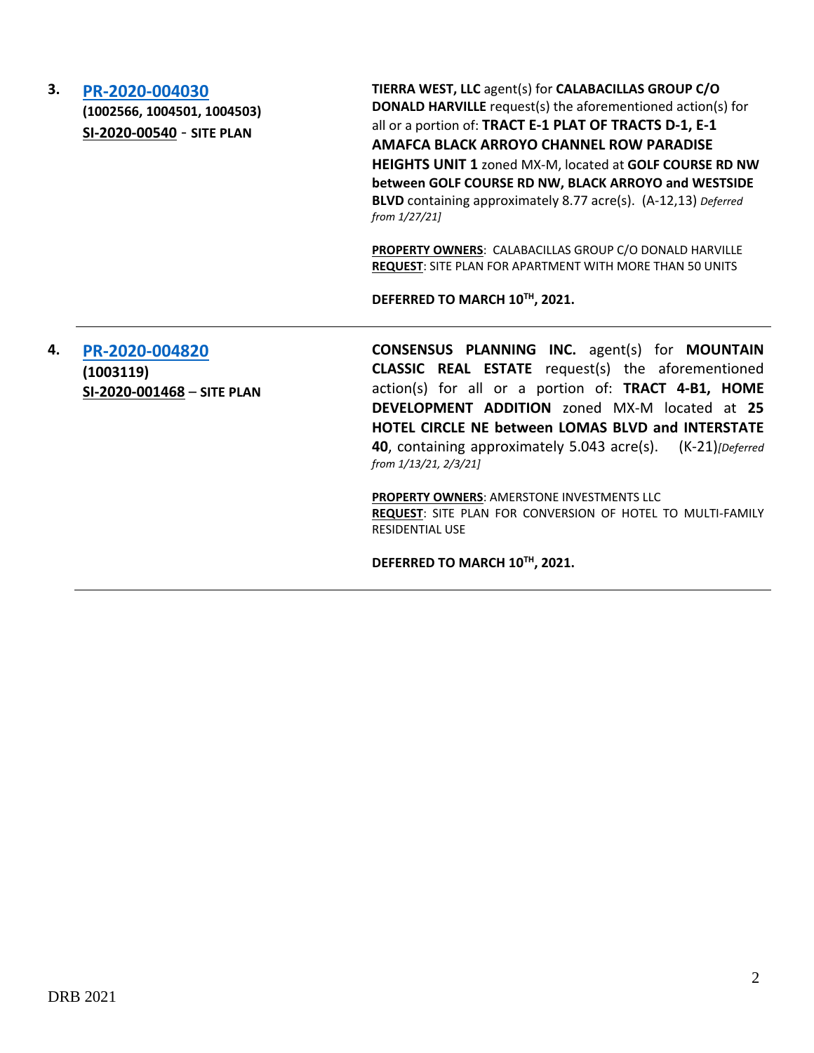**3. [PR-2020-004030](#)**
**(1002566, 1004501, 1004503)**
**SI-2020-00540 - SITE PLAN**

**TIERRA WEST, LLC** agent(s) for **CALABACILLAS GROUP C/O DONALD HARVILLE** request(s) the aforementioned action(s) for all or a portion of: **TRACT E-1 PLAT OF TRACTS D-1, E-1 AMAFCA BLACK ARROYO CHANNEL ROW PARADISE HEIGHTS UNIT 1** zoned MX-M, located at **GOLF COURSE RD NW between GOLF COURSE RD NW, BLACK ARROYO and WESTSIDE BLVD** containing approximately 8.77 acre(s). (A-12,13) *Deferred from 1/27/21]*

**PROPERTY OWNERS**: CALABACILLAS GROUP C/O DONALD HARVILLE
**REQUEST**: SITE PLAN FOR APARTMENT WITH MORE THAN 50 UNITS

**DEFERRED TO MARCH 10TH, 2021.**

---

**4. [PR-2020-004820](#)**
**(1003119)**
**SI-2020-001468 – SITE PLAN**

**CONSENSUS PLANNING INC.** agent(s) for **MOUNTAIN CLASSIC REAL ESTATE** request(s) the aforementioned action(s) for all or a portion of: **TRACT 4-B1, HOME DEVELOPMENT ADDITION** zoned MX-M located at **25 HOTEL CIRCLE NE between LOMAS BLVD and INTERSTATE 40**, containing approximately 5.043 acre(s). (K-21)*[Deferred from 1/13/21, 2/3/21]*

**PROPERTY OWNERS**: AMERSTONE INVESTMENTS LLC
**REQUEST**: SITE PLAN FOR CONVERSION OF HOTEL TO MULTI-FAMILY RESIDENTIAL USE

**DEFERRED TO MARCH 10TH, 2021.**

---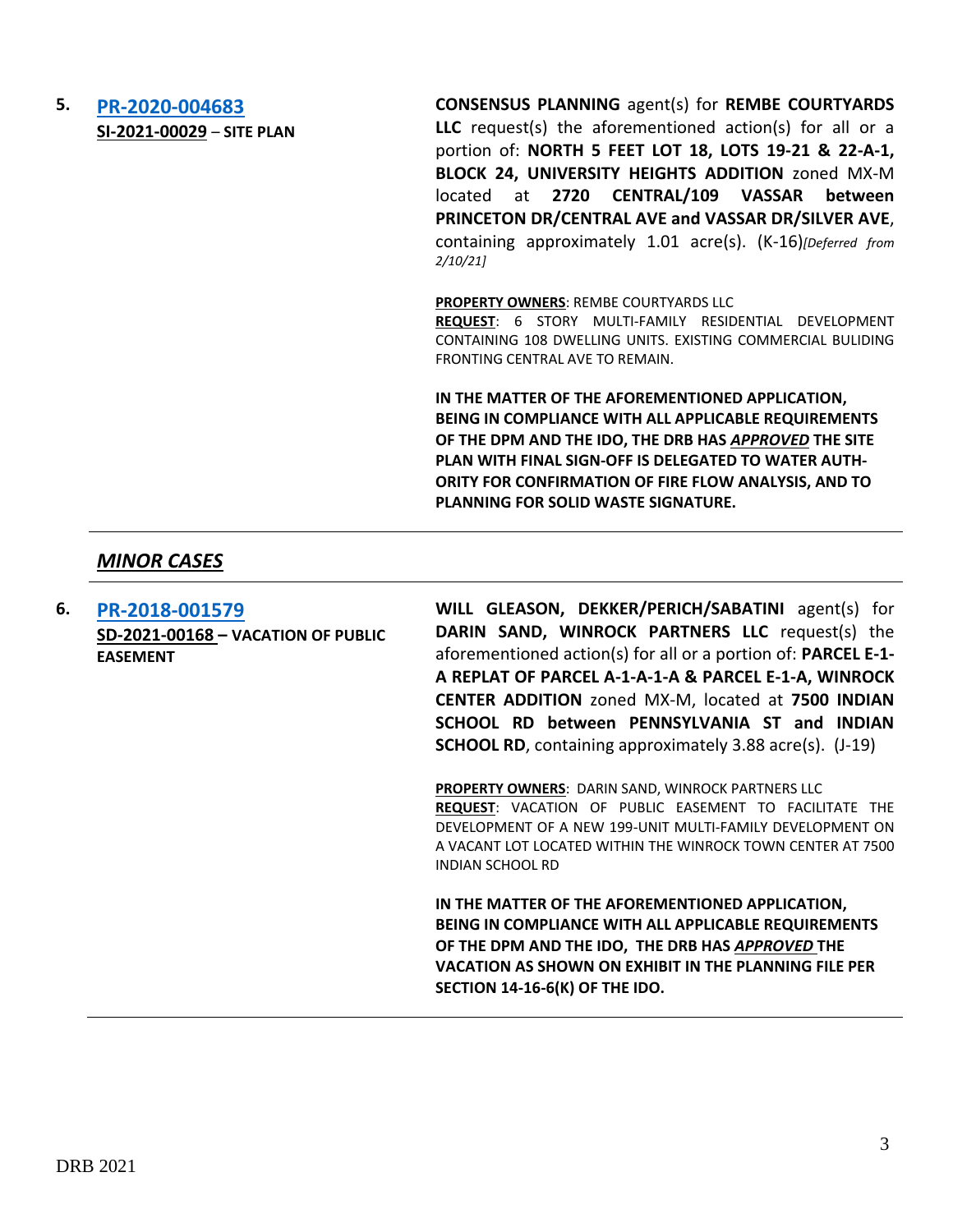5. **[PR-2020-004683](PR-2020-004683)**
**SI-2021-00029 – SITE PLAN**

**CONSENSUS PLANNING** agent(s) for **REMBE COURTYARDS LLC** request(s) the aforementioned action(s) for all or a portion of: **NORTH 5 FEET LOT 18, LOTS 19-21 & 22-A-1, BLOCK 24, UNIVERSITY HEIGHTS ADDITION** zoned MX-M located at **2720 CENTRAL/109 VASSAR between PRINCETON DR/CENTRAL AVE and VASSAR DR/SILVER AVE**, containing approximately 1.01 acre(s). (K-16)*[Deferred from 2/10/21]*

**PROPERTY OWNERS**: REMBE COURTYARDS LLC
**REQUEST**: 6 STORY MULTI-FAMILY RESIDENTIAL DEVELOPMENT CONTAINING 108 DWELLING UNITS. EXISTING COMMERCIAL BULIDING FRONTING CENTRAL AVE TO REMAIN.

**IN THE MATTER OF THE AFOREMENTIONED APPLICATION, BEING IN COMPLIANCE WITH ALL APPLICABLE REQUIREMENTS OF THE DPM AND THE IDO, THE DRB HAS *APPROVED* THE SITE PLAN WITH FINAL SIGN-OFF IS DELEGATED TO WATER AUTH-ORITY FOR CONFIRMATION OF FIRE FLOW ANALYSIS, AND TO PLANNING FOR SOLID WASTE SIGNATURE.**

---

## *MINOR CASES*

---

6. **[PR-2018-001579](PR-2018-001579)**
**SD-2021-00168 – VACATION OF PUBLIC EASEMENT**

**WILL GLEASON, DEKKER/PERICH/SABATINI** agent(s) for **DARIN SAND, WINROCK PARTNERS LLC** request(s) the aforementioned action(s) for all or a portion of: **PARCEL E-1-A REPLAT OF PARCEL A-1-A-1-A & PARCEL E-1-A, WINROCK CENTER ADDITION** zoned MX-M, located at **7500 INDIAN SCHOOL RD between PENNSYLVANIA ST and INDIAN SCHOOL RD**, containing approximately 3.88 acre(s). (J-19)

**PROPERTY OWNERS**: DARIN SAND, WINROCK PARTNERS LLC
**REQUEST**: VACATION OF PUBLIC EASEMENT TO FACILITATE THE DEVELOPMENT OF A NEW 199-UNIT MULTI-FAMILY DEVELOPMENT ON A VACANT LOT LOCATED WITHIN THE WINROCK TOWN CENTER AT 7500 INDIAN SCHOOL RD

**IN THE MATTER OF THE AFOREMENTIONED APPLICATION, BEING IN COMPLIANCE WITH ALL APPLICABLE REQUIREMENTS OF THE DPM AND THE IDO, THE DRB HAS *APPROVED* THE VACATION AS SHOWN ON EXHIBIT IN THE PLANNING FILE PER SECTION 14-16-6(K) OF THE IDO.**

---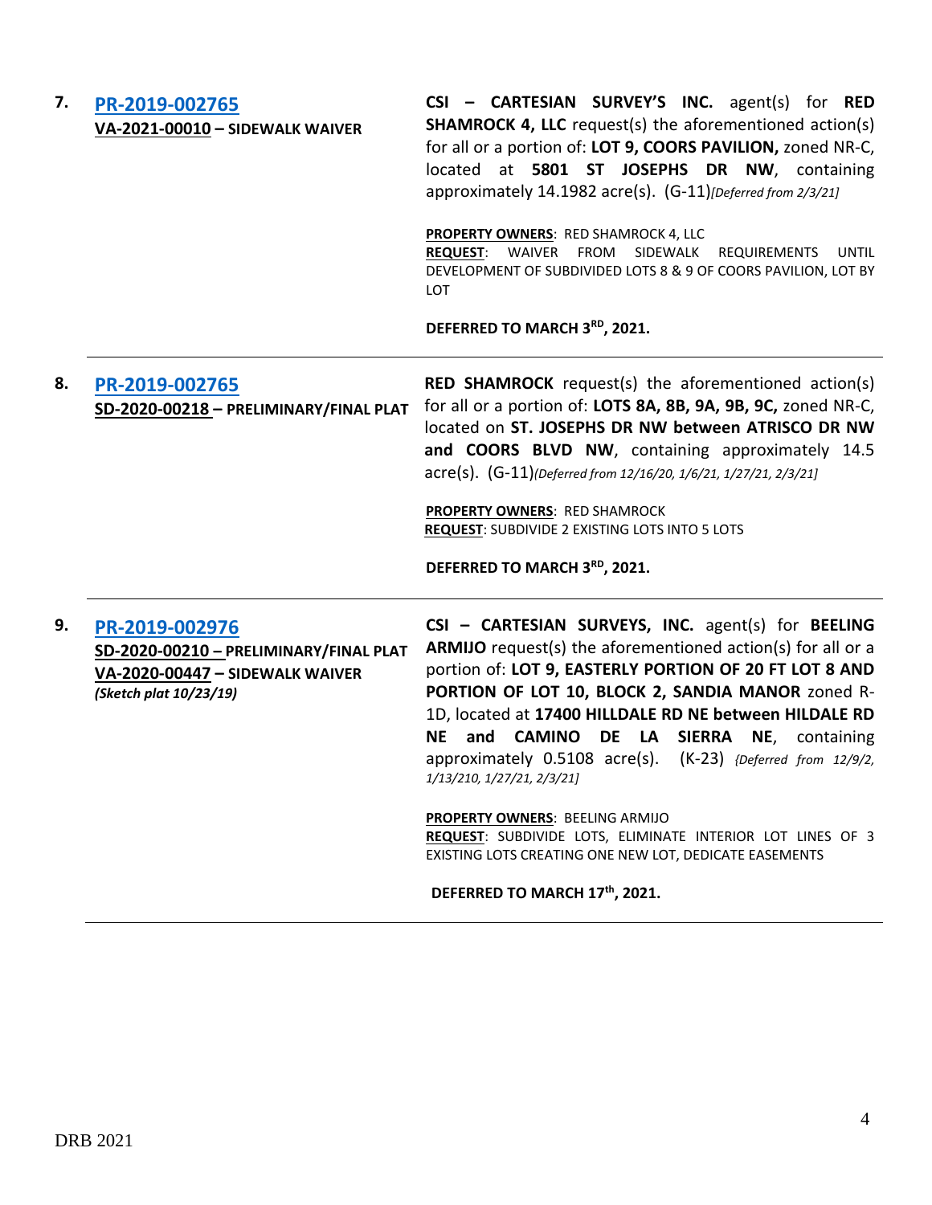**7.** **[PR-2019-002765](#)**
**VA-2021-00010 – SIDEWALK WAIVER**

**CSI – CARTESIAN SURVEY'S INC.** agent(s) for **RED SHAMROCK 4, LLC** request(s) the aforementioned action(s) for all or a portion of: **LOT 9, COORS PAVILION,** zoned NR-C, located at **5801 ST JOSEPHS DR NW**, containing approximately 14.1982 acre(s). (G-11)*[Deferred from 2/3/21]*

**PROPERTY OWNERS**: RED SHAMROCK 4, LLC
**REQUEST**: WAIVER FROM SIDEWALK REQUIREMENTS UNTIL DEVELOPMENT OF SUBDIVIDED LOTS 8 & 9 OF COORS PAVILION, LOT BY LOT

**DEFERRED TO MARCH 3RD, 2021.**

---

**8.** **[PR-2019-002765](#)**
**SD-2020-00218 – PRELIMINARY/FINAL PLAT**

**RED SHAMROCK** request(s) the aforementioned action(s) for all or a portion of: **LOTS 8A, 8B, 9A, 9B, 9C,** zoned NR-C, located on **ST. JOSEPHS DR NW between ATRISCO DR NW and COORS BLVD NW**, containing approximately 14.5 acre(s). (G-11)*(Deferred from 12/16/20, 1/6/21, 1/27/21, 2/3/21]*

**PROPERTY OWNERS**: RED SHAMROCK
**REQUEST**: SUBDIVIDE 2 EXISTING LOTS INTO 5 LOTS

**DEFERRED TO MARCH 3RD, 2021.**

---

**9.** **[PR-2019-002976](#)**
**SD-2020-00210 – PRELIMINARY/FINAL PLAT**
**VA-2020-00447 – SIDEWALK WAIVER**
***(Sketch plat 10/23/19)***

**CSI – CARTESIAN SURVEYS, INC.** agent(s) for **BEELING ARMIJO** request(s) the aforementioned action(s) for all or a portion of: **LOT 9, EASTERLY PORTION OF 20 FT LOT 8 AND PORTION OF LOT 10, BLOCK 2, SANDIA MANOR** zoned R-1D, located at **17400 HILLDALE RD NE between HILDALE RD NE and CAMINO DE LA SIERRA NE**, containing approximately 0.5108 acre(s). (K-23) *{Deferred from 12/9/2, 1/13/210, 1/27/21, 2/3/21]*

**PROPERTY OWNERS**: BEELING ARMIJO
**REQUEST**: SUBDIVIDE LOTS, ELIMINATE INTERIOR LOT LINES OF 3 EXISTING LOTS CREATING ONE NEW LOT, DEDICATE EASEMENTS

**DEFERRED TO MARCH 17th, 2021.**

---

DRB 2021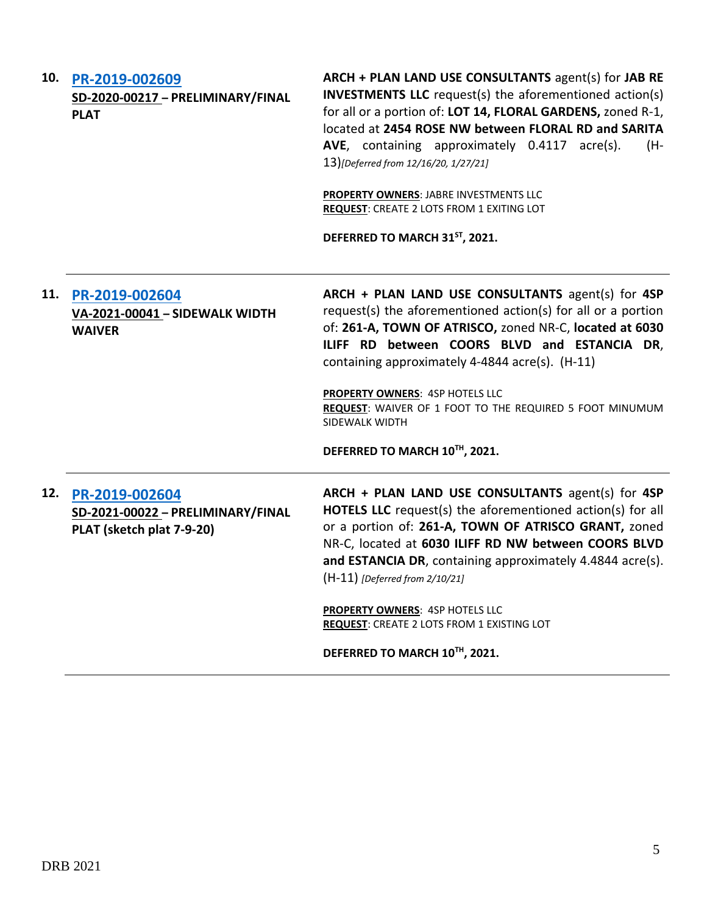**10.** **PR-2019-002609**
**SD-2020-00217 – PRELIMINARY/FINAL PLAT**

**ARCH + PLAN LAND USE CONSULTANTS** agent(s) for **JAB RE INVESTMENTS LLC** request(s) the aforementioned action(s) for all or a portion of: **LOT 14, FLORAL GARDENS,** zoned R-1, located at **2454 ROSE NW between FLORAL RD and SARITA AVE**, containing approximately 0.4117 acre(s). (H-13)*[Deferred from 12/16/20, 1/27/21]*

**PROPERTY OWNERS**: JABRE INVESTMENTS LLC
**REQUEST**: CREATE 2 LOTS FROM 1 EXITING LOT

**DEFERRED TO MARCH 31ST, 2021.**

---

**11.** **PR-2019-002604**
**VA-2021-00041 – SIDEWALK WIDTH WAIVER**

**ARCH + PLAN LAND USE CONSULTANTS** agent(s) for **4SP** request(s) the aforementioned action(s) for all or a portion of: **261-A, TOWN OF ATRISCO,** zoned NR-C, **located at 6030 ILIFF RD between COORS BLVD and ESTANCIA DR**, containing approximately 4-4844 acre(s). (H-11)

**PROPERTY OWNERS**: 4SP HOTELS LLC
**REQUEST**: WAIVER OF 1 FOOT TO THE REQUIRED 5 FOOT MINUMUM SIDEWALK WIDTH

**DEFERRED TO MARCH 10TH, 2021.**

---

**12.** **PR-2019-002604**
**SD-2021-00022 – PRELIMINARY/FINAL PLAT (sketch plat 7-9-20)**

**ARCH + PLAN LAND USE CONSULTANTS** agent(s) for **4SP HOTELS LLC** request(s) the aforementioned action(s) for all or a portion of: **261-A, TOWN OF ATRISCO GRANT,** zoned NR-C, located at **6030 ILIFF RD NW between COORS BLVD and ESTANCIA DR**, containing approximately 4.4844 acre(s). (H-11) *[Deferred from 2/10/21]*

**PROPERTY OWNERS**: 4SP HOTELS LLC
**REQUEST**: CREATE 2 LOTS FROM 1 EXISTING LOT

**DEFERRED TO MARCH 10TH, 2021.**

---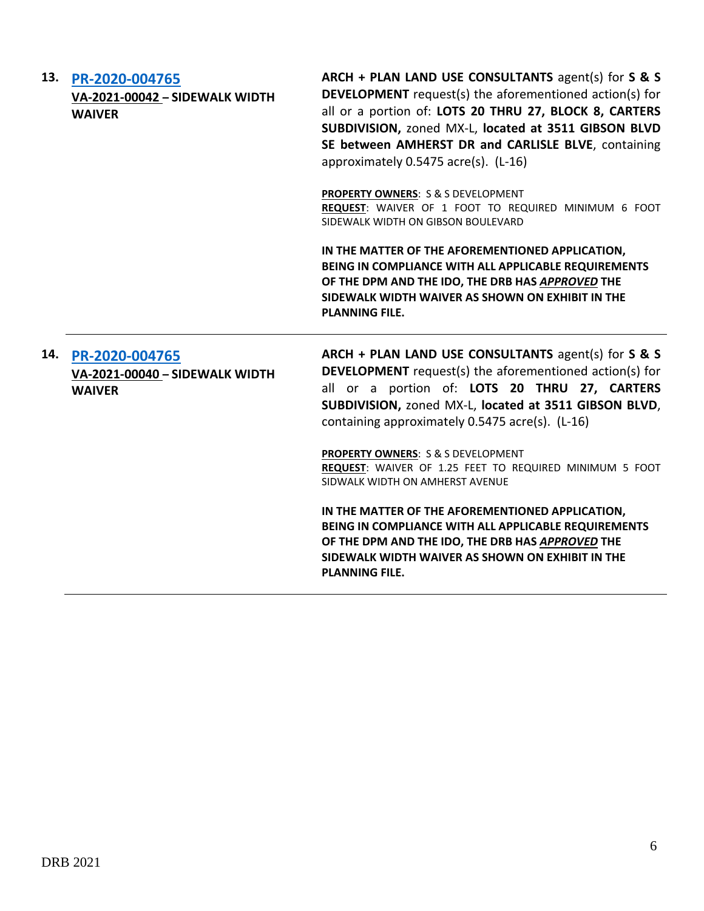**13.** **[PR-2020-004765](#)**
**VA-2021-00042 – SIDEWALK WIDTH WAIVER**

**ARCH + PLAN LAND USE CONSULTANTS** agent(s) for **S & S DEVELOPMENT** request(s) the aforementioned action(s) for all or a portion of: **LOTS 20 THRU 27, BLOCK 8, CARTERS SUBDIVISION,** zoned MX-L, **located at 3511 GIBSON BLVD SE between AMHERST DR and CARLISLE BLVE**, containing approximately 0.5475 acre(s). (L-16)

**PROPERTY OWNERS**: S & S DEVELOPMENT
**REQUEST**: WAIVER OF 1 FOOT TO REQUIRED MINIMUM 6 FOOT SIDEWALK WIDTH ON GIBSON BOULEVARD

**IN THE MATTER OF THE AFOREMENTIONED APPLICATION, BEING IN COMPLIANCE WITH ALL APPLICABLE REQUIREMENTS OF THE DPM AND THE IDO, THE DRB HAS *APPROVED* THE SIDEWALK WIDTH WAIVER AS SHOWN ON EXHIBIT IN THE PLANNING FILE.**

---

**14.** **[PR-2020-004765](#)**
**VA-2021-00040 – SIDEWALK WIDTH WAIVER**

**ARCH + PLAN LAND USE CONSULTANTS** agent(s) for **S & S DEVELOPMENT** request(s) the aforementioned action(s) for all or a portion of: **LOTS 20 THRU 27, CARTERS SUBDIVISION,** zoned MX-L, **located at 3511 GIBSON BLVD**, containing approximately 0.5475 acre(s). (L-16)

**PROPERTY OWNERS**: S & S DEVELOPMENT
**REQUEST**: WAIVER OF 1.25 FEET TO REQUIRED MINIMUM 5 FOOT SIDWALK WIDTH ON AMHERST AVENUE

**IN THE MATTER OF THE AFOREMENTIONED APPLICATION, BEING IN COMPLIANCE WITH ALL APPLICABLE REQUIREMENTS OF THE DPM AND THE IDO, THE DRB HAS *APPROVED* THE SIDEWALK WIDTH WAIVER AS SHOWN ON EXHIBIT IN THE PLANNING FILE.**

---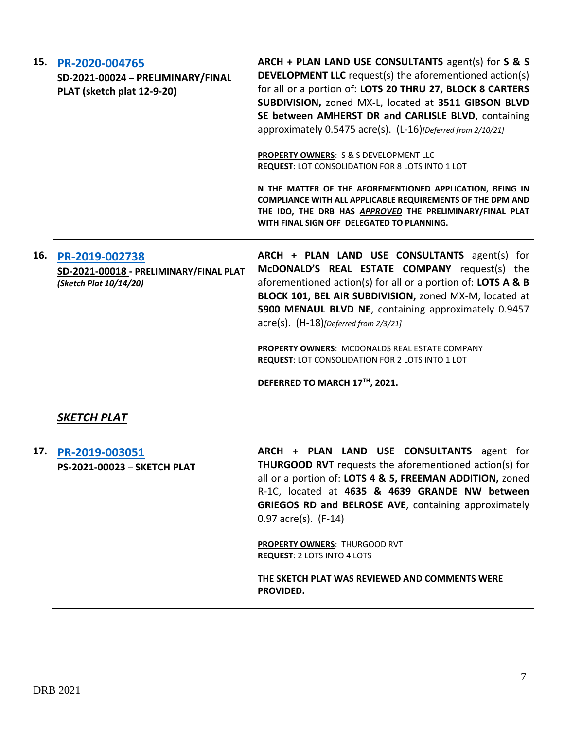**15. PR-2020-004765**
**SD-2021-00024 – PRELIMINARY/FINAL PLAT (sketch plat 12-9-20)**

**ARCH + PLAN LAND USE CONSULTANTS** agent(s) for **S & S DEVELOPMENT LLC** request(s) the aforementioned action(s) for all or a portion of: **LOTS 20 THRU 27, BLOCK 8 CARTERS SUBDIVISION,** zoned MX-L, located at **3511 GIBSON BLVD SE between AMHERST DR and CARLISLE BLVD**, containing approximately 0.5475 acre(s). (L-16)*[Deferred from 2/10/21]*

**PROPERTY OWNERS**: S & S DEVELOPMENT LLC
**REQUEST**: LOT CONSOLIDATION FOR 8 LOTS INTO 1 LOT

**N THE MATTER OF THE AFOREMENTIONED APPLICATION, BEING IN COMPLIANCE WITH ALL APPLICABLE REQUIREMENTS OF THE DPM AND THE IDO, THE DRB HAS *APPROVED* THE PRELIMINARY/FINAL PLAT WITH FINAL SIGN OFF DELEGATED TO PLANNING.**

---

**16. PR-2019-002738**
**SD-2021-00018 - PRELIMINARY/FINAL PLAT** ***(Sketch Plat 10/14/20)***

**ARCH + PLAN LAND USE CONSULTANTS** agent(s) for **McDONALD'S REAL ESTATE COMPANY** request(s) the aforementioned action(s) for all or a portion of: **LOTS A & B BLOCK 101, BEL AIR SUBDIVISION,** zoned MX-M, located at **5900 MENAUL BLVD NE**, containing approximately 0.9457 acre(s). (H-18)*[Deferred from 2/3/21]*

**PROPERTY OWNERS**: MCDONALDS REAL ESTATE COMPANY
**REQUEST**: LOT CONSOLIDATION FOR 2 LOTS INTO 1 LOT

**DEFERRED TO MARCH 17TH, 2021.**

---

## ***SKETCH PLAT***

---

**17. PR-2019-003051**
**PS-2021-00023 – SKETCH PLAT**

**ARCH + PLAN LAND USE CONSULTANTS** agent for **THURGOOD RVT** requests the aforementioned action(s) for all or a portion of: **LOTS 4 & 5, FREEMAN ADDITION,** zoned R-1C, located at **4635 & 4639 GRANDE NW between GRIEGOS RD and BELROSE AVE**, containing approximately 0.97 acre(s). (F-14)

**PROPERTY OWNERS**: THURGOOD RVT
**REQUEST**: 2 LOTS INTO 4 LOTS

**THE SKETCH PLAT WAS REVIEWED AND COMMENTS WERE PROVIDED.**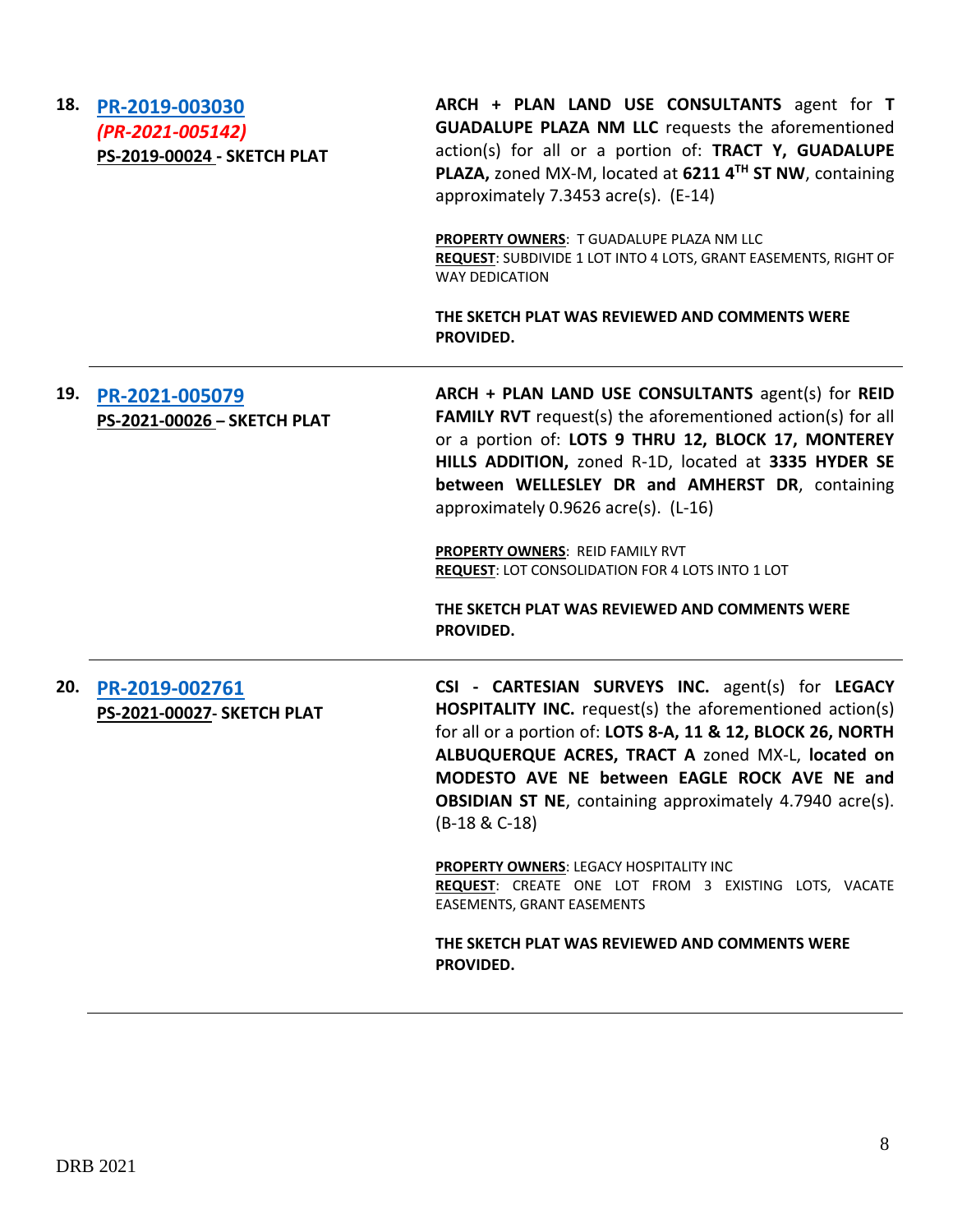| | | |
|---|---|---|
| **18.** | **PR-2019-003030**<br>***(PR-2021-005142)***<br>**PS-2019-00024 - SKETCH PLAT** | **ARCH + PLAN LAND USE CONSULTANTS** agent for **T GUADALUPE PLAZA NM LLC** requests the aforementioned action(s) for all or a portion of: **TRACT Y, GUADALUPE PLAZA,** zoned MX-M, located at **6211 4$^{TH}$ ST NW**, containing approximately 7.3453 acre(s). (E-14)<br><br>**PROPERTY OWNERS**: T GUADALUPE PLAZA NM LLC<br>**REQUEST**: SUBDIVIDE 1 LOT INTO 4 LOTS, GRANT EASEMENTS, RIGHT OF WAY DEDICATION<br><br>**THE SKETCH PLAT WAS REVIEWED AND COMMENTS WERE PROVIDED.** |
| **19.** | **PR-2021-005079**<br>**PS-2021-00026 – SKETCH PLAT** | **ARCH + PLAN LAND USE CONSULTANTS** agent(s) for **REID FAMILY RVT** request(s) the aforementioned action(s) for all or a portion of: **LOTS 9 THRU 12, BLOCK 17, MONTEREY HILLS ADDITION,** zoned R-1D, located at **3335 HYDER SE between WELLESLEY DR and AMHERST DR**, containing approximately 0.9626 acre(s). (L-16)<br><br>**PROPERTY OWNERS**: REID FAMILY RVT<br>**REQUEST**: LOT CONSOLIDATION FOR 4 LOTS INTO 1 LOT<br><br>**THE SKETCH PLAT WAS REVIEWED AND COMMENTS WERE PROVIDED.** |
| **20.** | **PR-2019-002761**<br>**PS-2021-00027- SKETCH PLAT** | **CSI - CARTESIAN SURVEYS INC.** agent(s) for **LEGACY HOSPITALITY INC.** request(s) the aforementioned action(s) for all or a portion of: **LOTS 8-A, 11 & 12, BLOCK 26, NORTH ALBUQUERQUE ACRES, TRACT A** zoned MX-L, **located on MODESTO AVE NE between EAGLE ROCK AVE NE and OBSIDIAN ST NE**, containing approximately 4.7940 acre(s). (B-18 & C-18)<br><br>**PROPERTY OWNERS**: LEGACY HOSPITALITY INC<br>**REQUEST**: CREATE ONE LOT FROM 3 EXISTING LOTS, VACATE EASEMENTS, GRANT EASEMENTS<br><br>**THE SKETCH PLAT WAS REVIEWED AND COMMENTS WERE PROVIDED.** |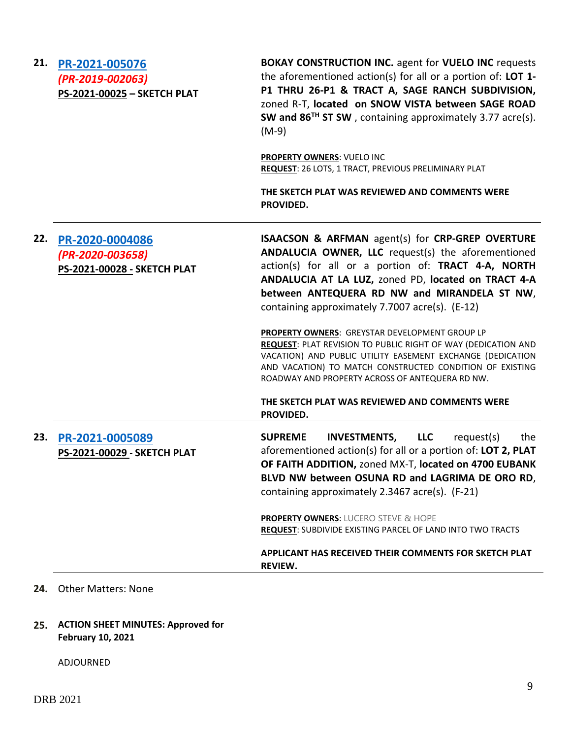**21.** **PR-2021-005076**
*(PR-2019-002063)*
**PS-2021-00025 – SKETCH PLAT**

**BOKAY CONSTRUCTION INC.** agent for **VUELO INC** requests the aforementioned action(s) for all or a portion of: **LOT 1-P1 THRU 26-P1 & TRACT A, SAGE RANCH SUBDIVISION,** zoned R-T, **located on SNOW VISTA between SAGE ROAD SW and 86$^{TH}$ ST SW**, containing approximately 3.77 acre(s). (M-9)

**PROPERTY OWNERS**: VUELO INC
**REQUEST**: 26 LOTS, 1 TRACT, PREVIOUS PRELIMINARY PLAT

**THE SKETCH PLAT WAS REVIEWED AND COMMENTS WERE PROVIDED.**

---

**22.** **PR-2020-0004086**
*(PR-2020-003658)*
**PS-2021-00028 - SKETCH PLAT**

**ISAACSON & ARFMAN** agent(s) for **CRP-GREP OVERTURE ANDALUCIA OWNER, LLC** request(s) the aforementioned action(s) for all or a portion of: **TRACT 4-A, NORTH ANDALUCIA AT LA LUZ,** zoned PD, **located on TRACT 4-A between ANTEQUERA RD NW and MIRANDELA ST NW**, containing approximately 7.7007 acre(s). (E-12)

**PROPERTY OWNERS**: GREYSTAR DEVELOPMENT GROUP LP
**REQUEST**: PLAT REVISION TO PUBLIC RIGHT OF WAY (DEDICATION AND VACATION) AND PUBLIC UTILITY EASEMENT EXCHANGE (DEDICATION AND VACATION) TO MATCH CONSTRUCTED CONDITION OF EXISTING ROADWAY AND PROPERTY ACROSS OF ANTEQUERA RD NW.

**THE SKETCH PLAT WAS REVIEWED AND COMMENTS WERE PROVIDED.**

---

**23.** **PR-2021-0005089**
**PS-2021-00029 - SKETCH PLAT**

**SUPREME INVESTMENTS, LLC** request(s) the aforementioned action(s) for all or a portion of: **LOT 2, PLAT OF FAITH ADDITION,** zoned MX-T, **located on 4700 EUBANK BLVD NW between OSUNA RD and LAGRIMA DE ORO RD**, containing approximately 2.3467 acre(s). (F-21)

**PROPERTY OWNERS**: LUCERO STEVE & HOPE
**REQUEST**: SUBDIVIDE EXISTING PARCEL OF LAND INTO TWO TRACTS

**APPLICANT HAS RECEIVED THEIR COMMENTS FOR SKETCH PLAT REVIEW.**

---

**24.** Other Matters: None

**25.** **ACTION SHEET MINUTES: Approved for February 10, 2021**

ADJOURNED